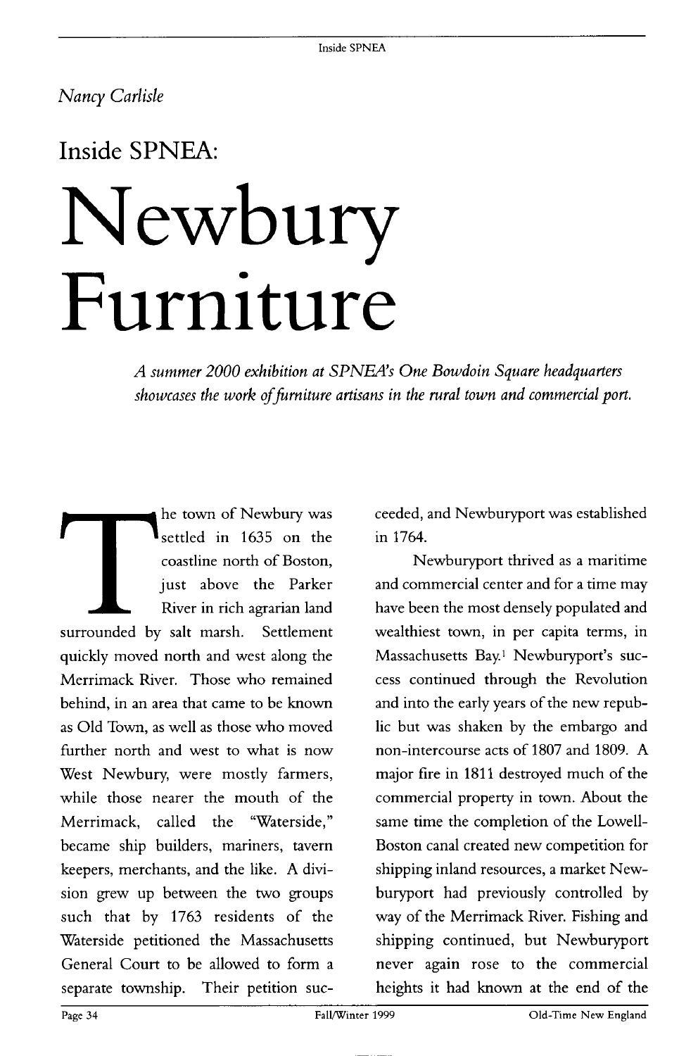*Nancy Carlisle*

## Inside SPNEA:

# Newbury Furniture

*A summer 2000 exhibition at SPNEA's One Bowdoin Square headquarters showcases the work of furniture artisans in the rural town and commercial port.*

The town of Newbury was settled in 1635 on the coastline north of Boston, just above the Parker River in rich agrarian land surrounded by salt marsh. Settlement quickly moved north and west along the Merrimack River. Those who remained behind, in an area that came to be known as Old Town, as well as those who moved further north and west to what is now West Newbury, were mostly farmers, while those nearer the mouth of the Merrimack, called the "Waterside," became ship builders, mariners, tavern keepers, merchants, and the like. A division grew up between the two groups such that by 1763 residents of the Waterside petitioned the Massachusetts General Court to be allowed to form a separate township. Their petition succeeded, and Newburyport was established in 1764.

Newburyport thrived as a maritime and commercial center and for a time may have been the most densely populated and wealthiest town, in per capita terms, in Massachusetts Bay.[1] Newburyport's success continued through the Revolution and into the early years of the new republic but was shaken by the embargo and non-intercourse acts of 1807 and 1809. A major fire in 1811 destroyed much of the commercial property in town. About the same time the completion of the Lowell-Boston canal created new competition for shipping inland resources, a market Newburyport had previously controlled by way of the Merrimack River. Fishing and shipping continued, but Newburyport never again rose to the commercial heights it had known at the end of the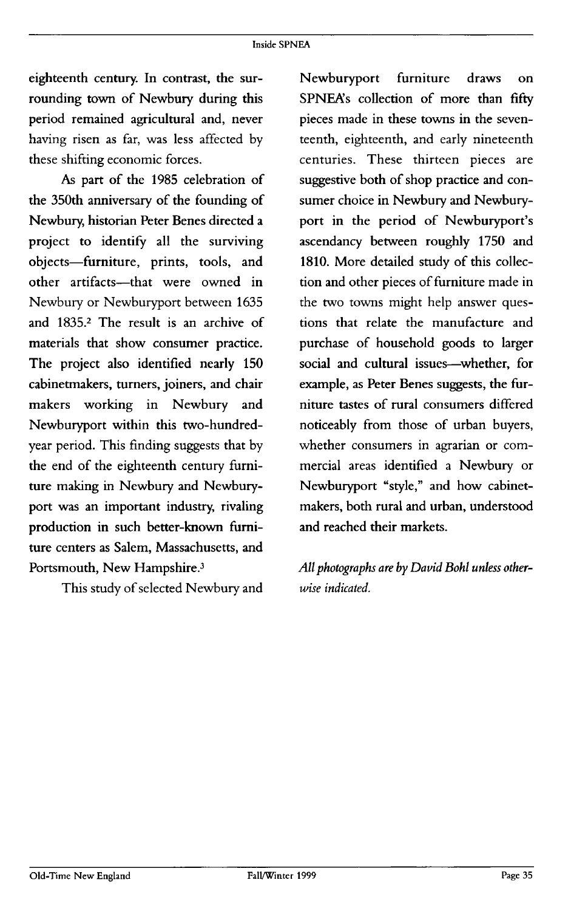eighteenth century. In contrast, the surrounding town of Newbury during this period remained agricultural and, never having risen as far, was less affected by these shifting economic forces.

As part of the 1985 celebration of the 350th anniversary of the founding of Newbury, historian Peter Benes directed a project to identify all the surviving objects—furniture, prints, tools, and other artifacts—that were owned in Newbury or Newburyport between 1635 and 1835.[2] The result is an archive of materials that show consumer practice. The project also identified nearly 150 cabinetmakers, turners, joiners, and chair makers working in Newbury and Newburyport within this two-hundred-year period. This finding suggests that by the end of the eighteenth century furniture making in Newbury and Newburyport was an important industry, rivaling production in such better-known furniture centers as Salem, Massachusetts, and Portsmouth, New Hampshire.[3]

This study of selected Newbury and Newburyport furniture draws on SPNEA's collection of more than fifty pieces made in these towns in the seventeenth, eighteenth, and early nineteenth centuries. These thirteen pieces are suggestive both of shop practice and consumer choice in Newbury and Newburyport in the period of Newburyport's ascendancy between roughly 1750 and 1810. More detailed study of this collection and other pieces of furniture made in the two towns might help answer questions that relate the manufacture and purchase of household goods to larger social and cultural issues—whether, for example, as Peter Benes suggests, the furniture tastes of rural consumers differed noticeably from those of urban buyers, whether consumers in agrarian or commercial areas identified a Newbury or Newburyport "style," and how cabinetmakers, both rural and urban, understood and reached their markets.

*All photographs are by David Bohl unless otherwise indicated.*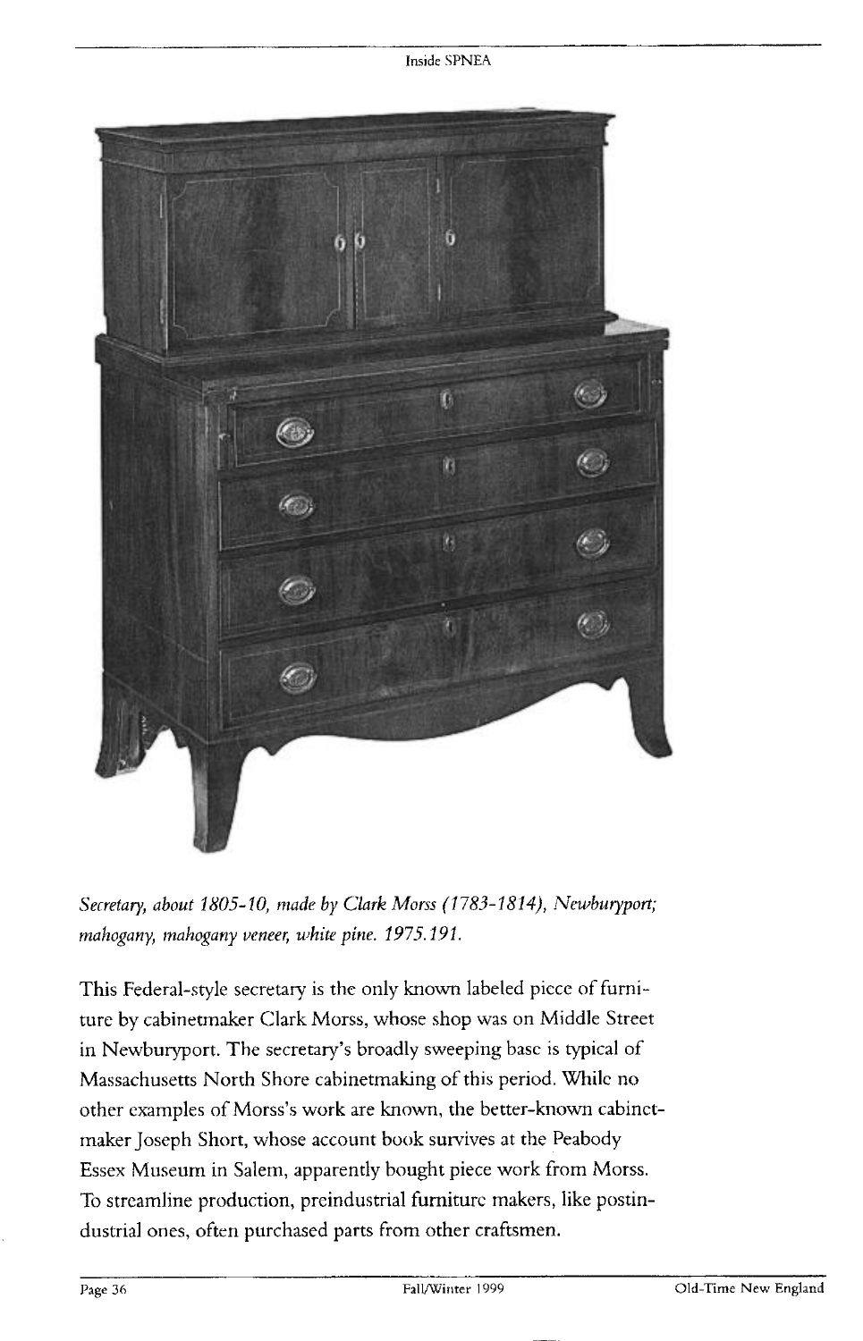*Secretary, about 1805-10, made by Clark Morss (1783-1814), Newburyport; mahogany, mahogany veneer, white pine. 1975.191.*

This Federal-style secretary is the only known labeled piece of furniture by cabinetmaker Clark Morss, whose shop was on Middle Street in Newburyport. The secretary's broadly sweeping base is typical of Massachusetts North Shore cabinetmaking of this period. While no other examples of Morss's work are known, the better-known cabinetmaker Joseph Short, whose account book survives at the Peabody Essex Museum in Salem, apparently bought piece work from Morss. To streamline production, preindustrial furniture makers, like postindustrial ones, often purchased parts from other craftsmen.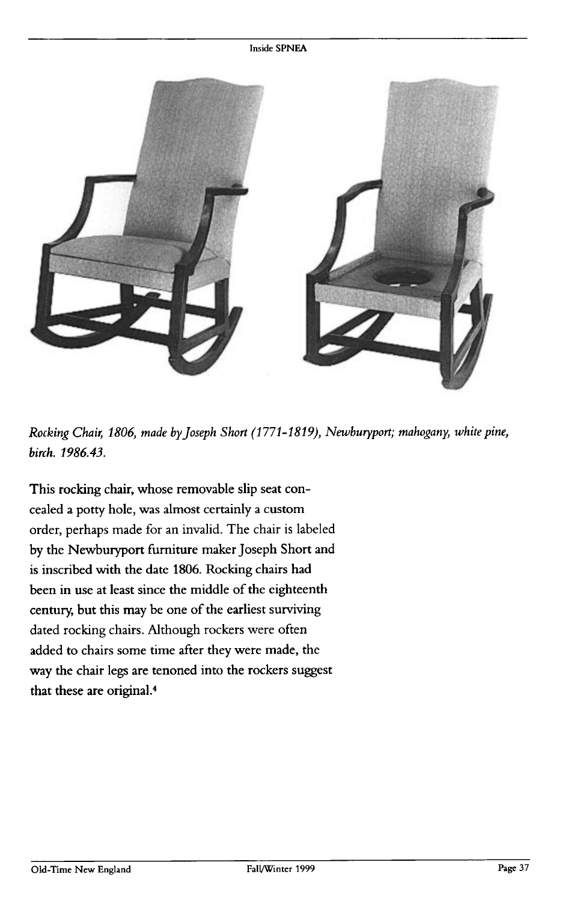*Rocking Chair, 1806, made by Joseph Short (1771-1819), Newburyport; mahogany, white pine, birch. 1986.43.*

This rocking chair, whose removable slip seat concealed a potty hole, was almost certainly a custom order, perhaps made for an invalid. The chair is labeled by the Newburyport furniture maker Joseph Short and is inscribed with the date 1806. Rocking chairs had been in use at least since the middle of the eighteenth century, but this may be one of the earliest surviving dated rocking chairs. Although rockers were often added to chairs some time after they were made, the way the chair legs are tenoned into the rockers suggest that these are original.[4]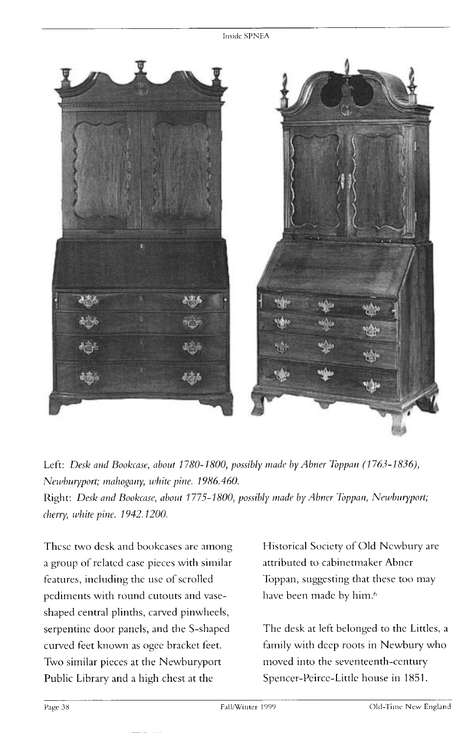Left: *Desk and Bookcase, about 1780-1800, possibly made by Abner Toppan (1763-1836), Newburyport; mahogany, white pine. 1986.460.*
Right: *Desk and Bookcase, about 1775-1800, possibly made by Abner Toppan, Newburyport; cherry, white pine. 1942.1200.*

These two desk and bookcases are among a group of related case pieces with similar features, including the use of scrolled pediments with round cutouts and vase-shaped central plinths, carved pinwheels, serpentine door panels, and the S-shaped curved feet known as ogee bracket feet. Two similar pieces at the Newburyport Public Library and a high chest at the Historical Society of Old Newbury are attributed to cabinetmaker Abner Toppan, suggesting that these too may have been made by him.[6]

The desk at left belonged to the Littles, a family with deep roots in Newbury who moved into the seventeenth-century Spencer-Peirce-Little house in 1851.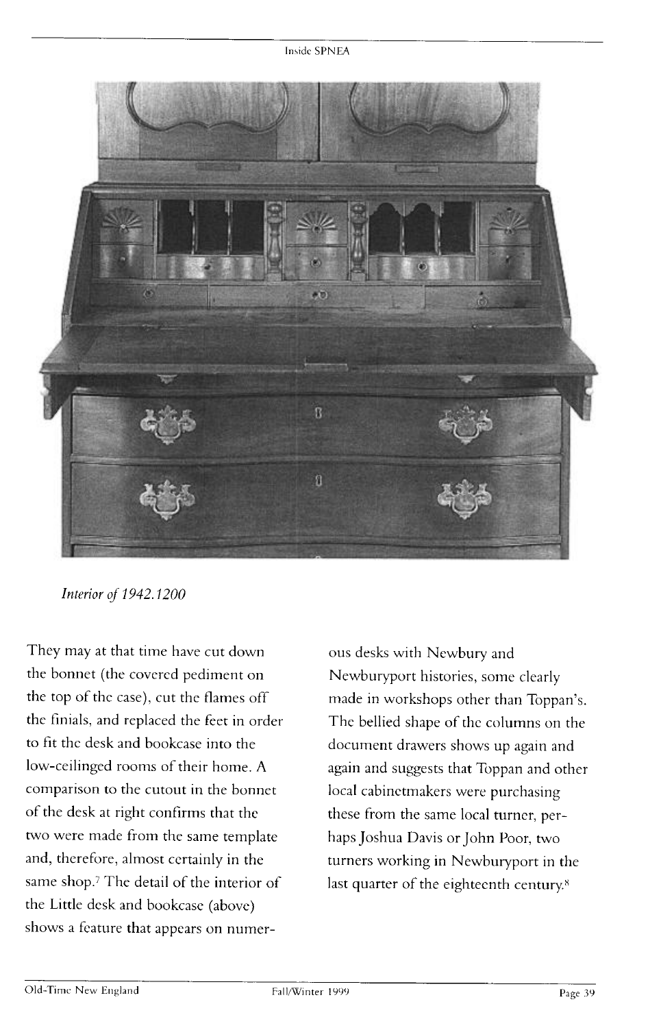*Interior of 1942.1200*

They may at that time have cut down the bonnet (the covered pediment on the top of the case), cut the flames off the finials, and replaced the feet in order to fit the desk and bookcase into the low-ceilinged rooms of their home. A comparison to the cutout in the bonnet of the desk at right confirms that the two were made from the same template and, therefore, almost certainly in the same shop.[7] The detail of the interior of the Little desk and bookcase (above) shows a feature that appears on numerous desks with Newbury and Newburyport histories, some clearly made in workshops other than Toppan's. The bellied shape of the columns on the document drawers shows up again and again and suggests that Toppan and other local cabinetmakers were purchasing these from the same local turner, perhaps Joshua Davis or John Poor, two turners working in Newburyport in the last quarter of the eighteenth century.[8]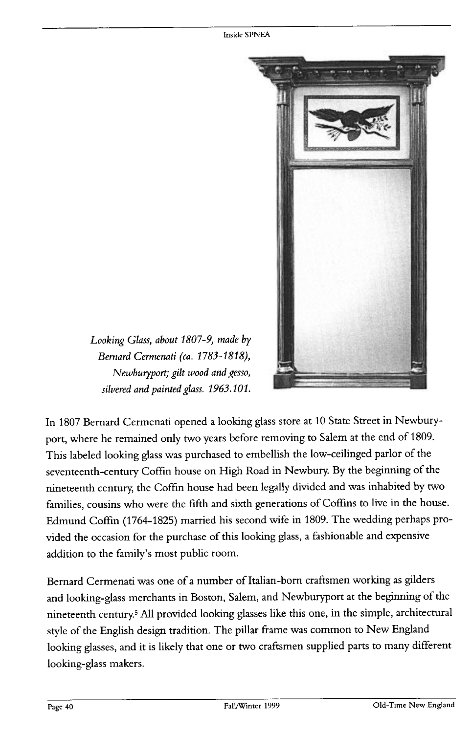*Looking Glass, about 1807-9, made by Bernard Cermenati (ca. 1783-1818), Newburyport; gilt wood and gesso, silvered and painted glass. 1963.101.*

In 1807 Bernard Cermenati opened a looking glass store at 10 State Street in Newburyport, where he remained only two years before removing to Salem at the end of 1809. This labeled looking glass was purchased to embellish the low-ceilinged parlor of the seventeenth-century Coffin house on High Road in Newbury. By the beginning of the nineteenth century, the Coffin house had been legally divided and was inhabited by two families, cousins who were the fifth and sixth generations of Coffins to live in the house. Edmund Coffin (1764-1825) married his second wife in 1809. The wedding perhaps provided the occasion for the purchase of this looking glass, a fashionable and expensive addition to the family's most public room.

Bernard Cermenati was one of a number of Italian-born craftsmen working as gilders and looking-glass merchants in Boston, Salem, and Newburyport at the beginning of the nineteenth century.[5] All provided looking glasses like this one, in the simple, architectural style of the English design tradition. The pillar frame was common to New England looking glasses, and it is likely that one or two craftsmen supplied parts to many different looking-glass makers.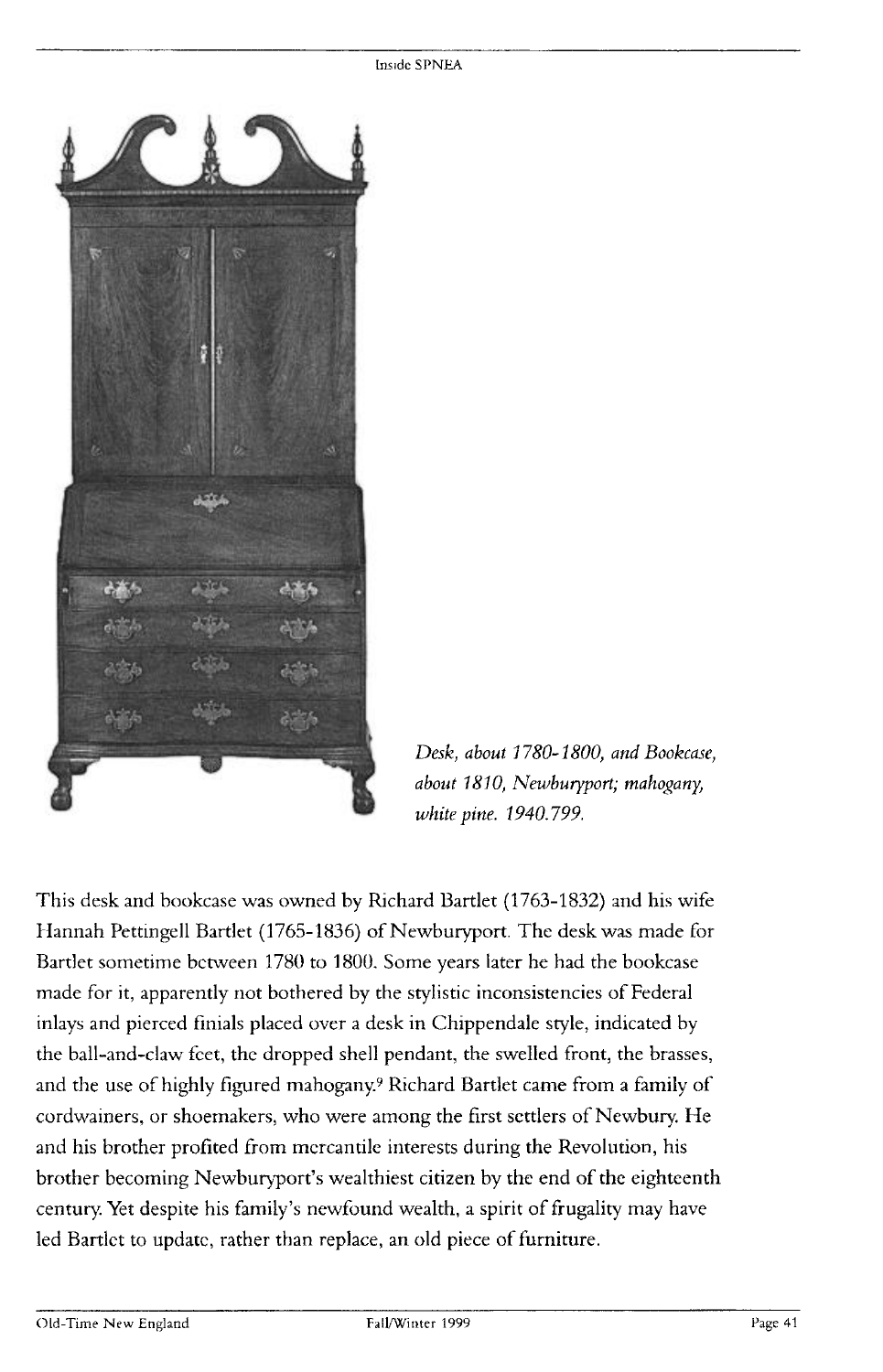*Desk, about 1780-1800, and Bookcase, about 1810, Newburyport; mahogany, white pine. 1940.799.*

This desk and bookcase was owned by Richard Bartlet (1763-1832) and his wife Hannah Pettingell Bartlet (1765-1836) of Newburyport. The desk was made for Bartlet sometime between 1780 to 1800. Some years later he had the bookcase made for it, apparently not bothered by the stylistic inconsistencies of Federal inlays and pierced finials placed over a desk in Chippendale style, indicated by the ball-and-claw feet, the dropped shell pendant, the swelled front, the brasses, and the use of highly figured mahogany.[9] Richard Bartlet came from a family of cordwainers, or shoemakers, who were among the first settlers of Newbury. He and his brother profited from mercantile interests during the Revolution, his brother becoming Newburyport's wealthiest citizen by the end of the eighteenth century. Yet despite his family's newfound wealth, a spirit of frugality may have led Bartlet to update, rather than replace, an old piece of furniture.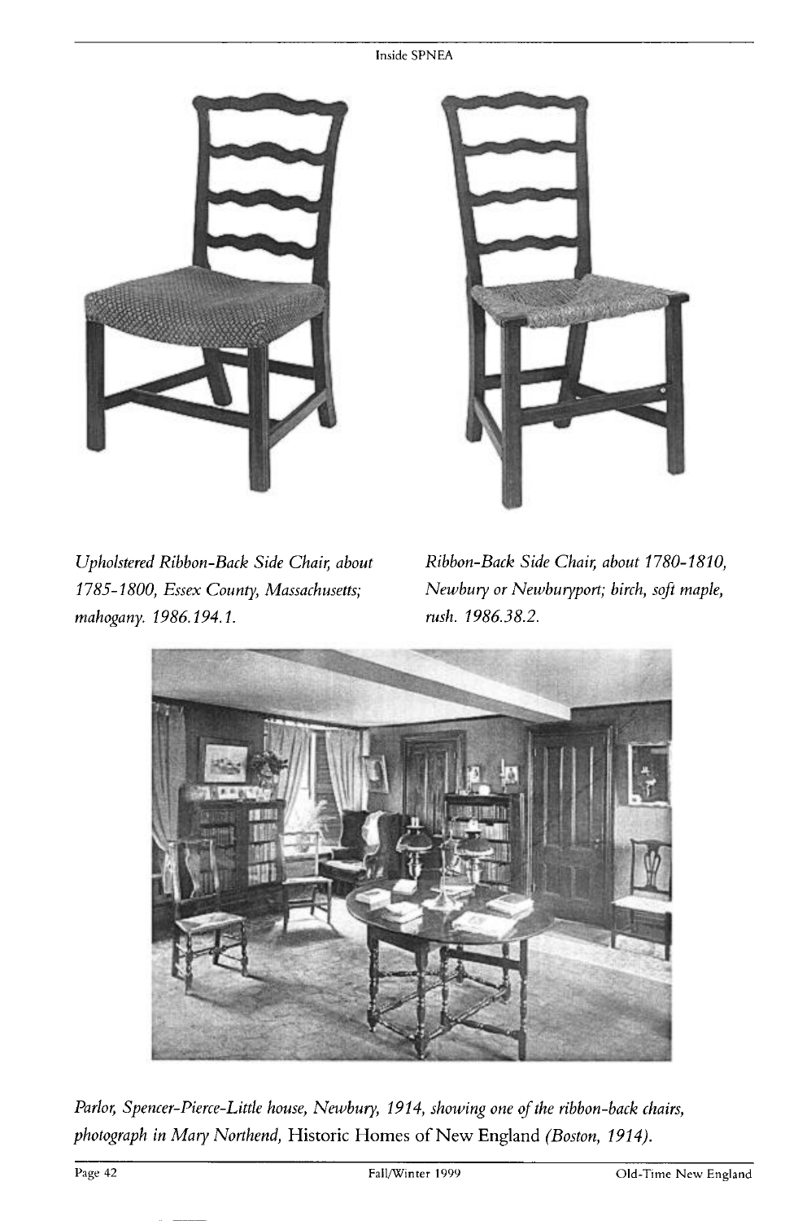*Upholstered Ribbon-Back Side Chair, about 1785-1800, Essex County, Massachusetts; mahogany. 1986.194.1.*

*Ribbon-Back Side Chair, about 1780-1810, Newbury or Newburyport; birch, soft maple, rush. 1986.38.2.*

*Parlor, Spencer-Pierce-Little house, Newbury, 1914, showing one of the ribbon-back chairs, photograph in Mary Northend,* Historic Homes of New England *(Boston, 1914).*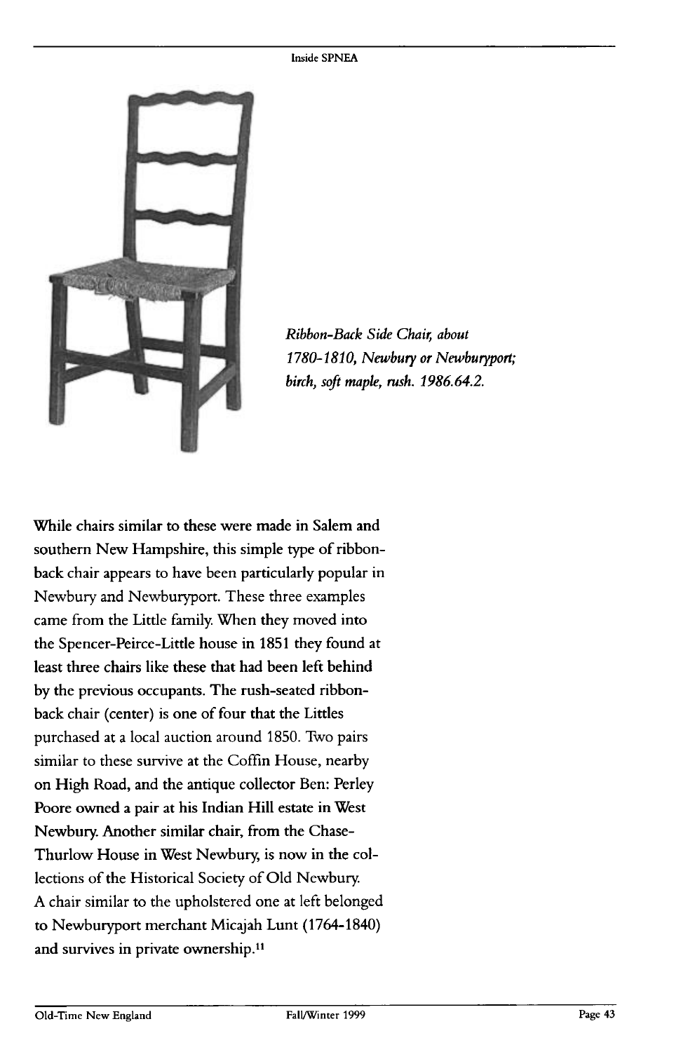*Ribbon-Back Side Chair, about 1780-1810, Newbury or Newburyport; birch, soft maple, rush. 1986.64.2.*

While chairs similar to these were made in Salem and southern New Hampshire, this simple type of ribbon-back chair appears to have been particularly popular in Newbury and Newburyport. These three examples came from the Little family. When they moved into the Spencer-Peirce-Little house in 1851 they found at least three chairs like these that had been left behind by the previous occupants. The rush-seated ribbon-back chair (center) is one of four that the Littles purchased at a local auction around 1850. Two pairs similar to these survive at the Coffin House, nearby on High Road, and the antique collector Ben: Perley Poore owned a pair at his Indian Hill estate in West Newbury. Another similar chair, from the Chase-Thurlow House in West Newbury, is now in the collections of the Historical Society of Old Newbury. A chair similar to the upholstered one at left belonged to Newburyport merchant Micajah Lunt (1764-1840) and survives in private ownership.[11]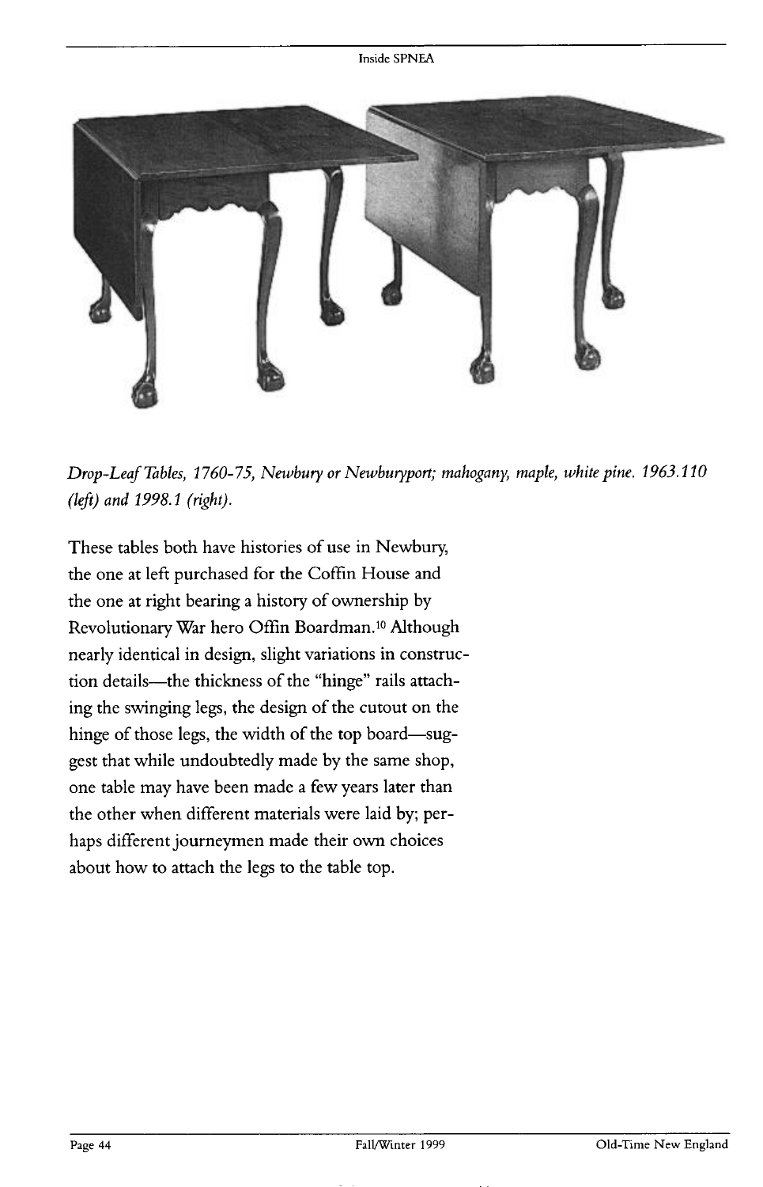*Drop-Leaf Tables, 1760-75, Newbury or Newburyport; mahogany, maple, white pine. 1963.110 (left) and 1998.1 (right).*

These tables both have histories of use in Newbury, the one at left purchased for the Coffin House and the one at right bearing a history of ownership by Revolutionary War hero Offin Boardman.[10] Although nearly identical in design, slight variations in construction details—the thickness of the "hinge" rails attaching the swinging legs, the design of the cutout on the hinge of those legs, the width of the top board—suggest that while undoubtedly made by the same shop, one table may have been made a few years later than the other when different materials were laid by; perhaps different journeymen made their own choices about how to attach the legs to the table top.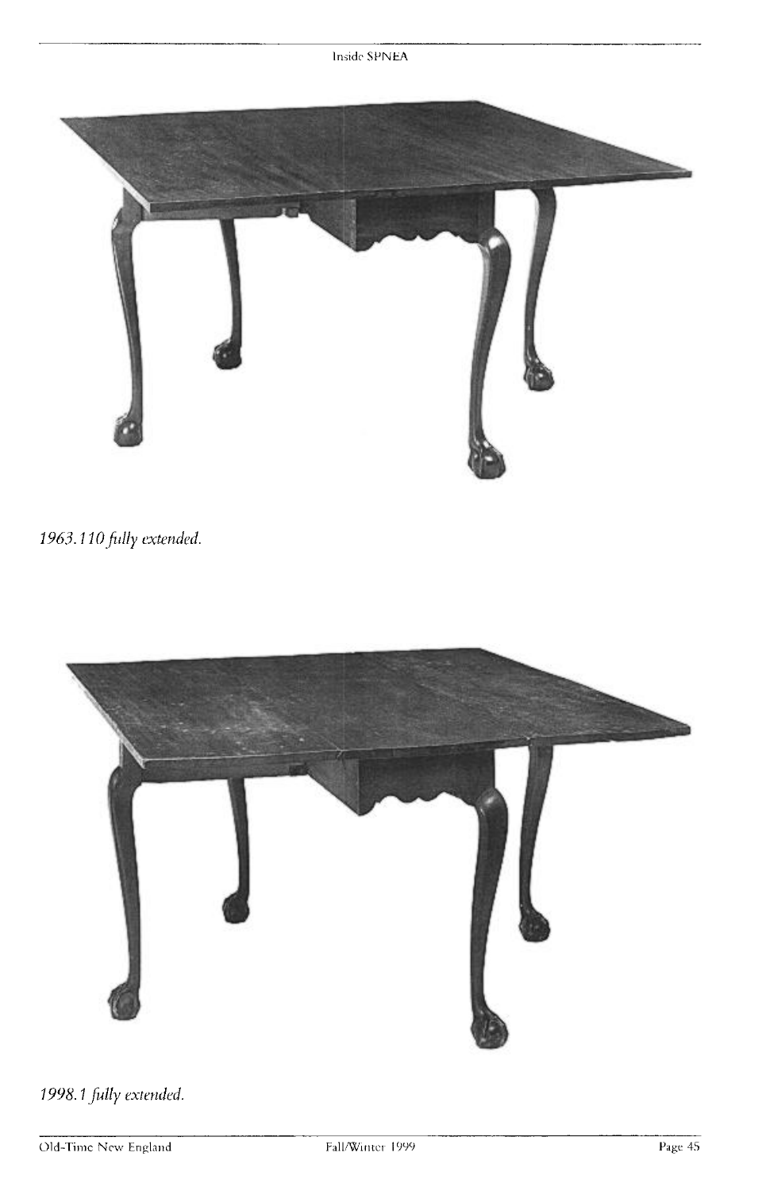*1963.110 fully extended.*

*1998.1 fully extended.*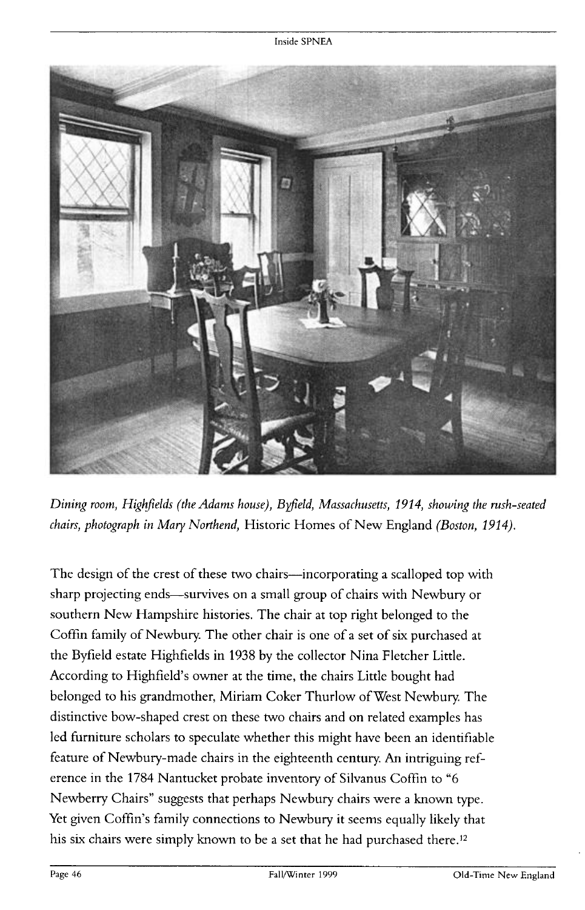*Dining room, Highfields (the Adams house), Byfield, Massachusetts, 1914, showing the rush-seated chairs, photograph in Mary Northend,* Historic Homes of New England *(Boston, 1914).*

The design of the crest of these two chairs—incorporating a scalloped top with sharp projecting ends—survives on a small group of chairs with Newbury or southern New Hampshire histories. The chair at top right belonged to the Coffin family of Newbury. The other chair is one of a set of six purchased at the Byfield estate Highfields in 1938 by the collector Nina Fletcher Little. According to Highfield's owner at the time, the chairs Little bought had belonged to his grandmother, Miriam Coker Thurlow of West Newbury. The distinctive bow-shaped crest on these two chairs and on related examples has led furniture scholars to speculate whether this might have been an identifiable feature of Newbury-made chairs in the eighteenth century. An intriguing reference in the 1784 Nantucket probate inventory of Silvanus Coffin to "6 Newberry Chairs" suggests that perhaps Newbury chairs were a known type. Yet given Coffin's family connections to Newbury it seems equally likely that his six chairs were simply known to be a set that he had purchased there.[12]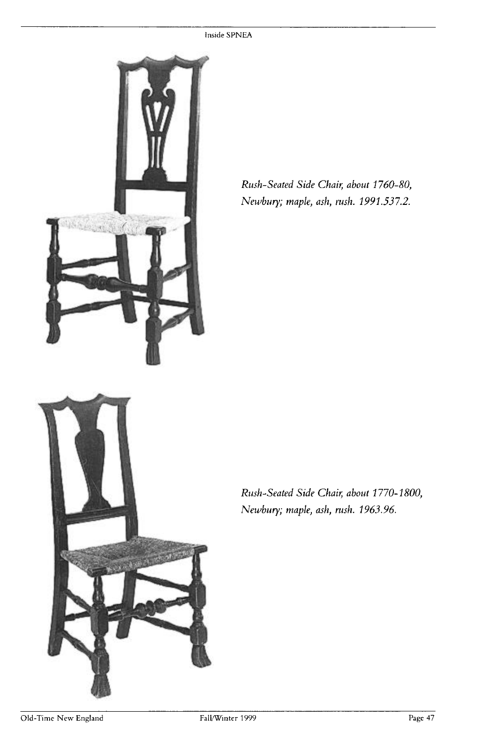*Rush-Seated Side Chair, about 1760-80, Newbury; maple, ash, rush. 1991.537.2.*

*Rush-Seated Side Chair, about 1770-1800, Newbury; maple, ash, rush. 1963.96.*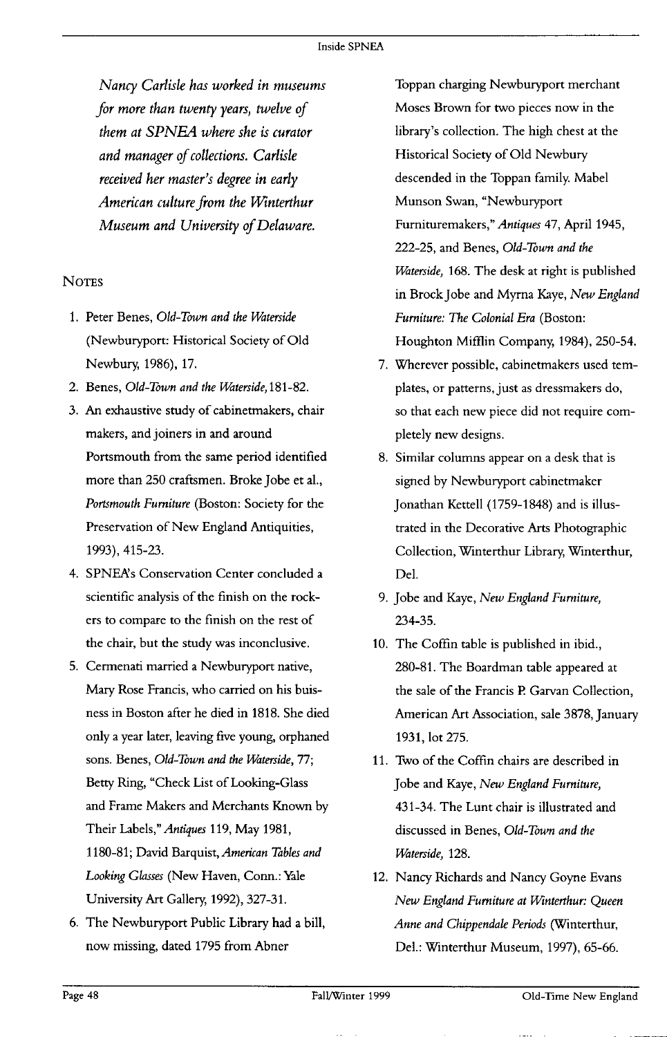*Nancy Carlisle has worked in museums for more than twenty years, twelve of them at SPNEA where she is curator and manager of collections. Carlisle received her master's degree in early American culture from the Winterthur Museum and University of Delaware.*

## Notes

1. Peter Benes, *Old-Town and the Waterside* (Newburyport: Historical Society of Old Newbury, 1986), 17.
2. Benes, *Old-Town and the Waterside,* 181-82.
3. An exhaustive study of cabinetmakers, chair makers, and joiners in and around Portsmouth from the same period identified more than 250 craftsmen. Broke Jobe et al., *Portsmouth Furniture* (Boston: Society for the Preservation of New England Antiquities, 1993), 415-23.
4. SPNEA's Conservation Center concluded a scientific analysis of the finish on the rockers to compare to the finish on the rest of the chair, but the study was inconclusive.
5. Cermenati married a Newburyport native, Mary Rose Francis, who carried on his buisness in Boston after he died in 1818. She died only a year later, leaving five young, orphaned sons. Benes, *Old-Town and the Waterside,* 77; Betty Ring, "Check List of Looking-Glass and Frame Makers and Merchants Known by Their Labels," *Antiques* 119, May 1981, 1180-81; David Barquist, *American Tables and Looking Glasses* (New Haven, Conn.: Yale University Art Gallery, 1992), 327-31.
6. The Newburyport Public Library had a bill, now missing, dated 1795 from Abner Toppan charging Newburyport merchant Moses Brown for two pieces now in the library's collection. The high chest at the Historical Society of Old Newbury descended in the Toppan family. Mabel Munson Swan, "Newburyport Furnituremakers," *Antiques* 47, April 1945, 222-25, and Benes, *Old-Town and the Waterside,* 168. The desk at right is published in Brock Jobe and Myrna Kaye, *New England Furniture: The Colonial Era* (Boston: Houghton Mifflin Company, 1984), 250-54.
7. Wherever possible, cabinetmakers used templates, or patterns, just as dressmakers do, so that each new piece did not require completely new designs.
8. Similar columns appear on a desk that is signed by Newburyport cabinetmaker Jonathan Kettell (1759-1848) and is illustrated in the Decorative Arts Photographic Collection, Winterthur Library, Winterthur, Del.
9. Jobe and Kaye, *New England Furniture,* 234-35.
10. The Coffin table is published in ibid., 280-81. The Boardman table appeared at the sale of the Francis P. Garvan Collection, American Art Association, sale 3878, January 1931, lot 275.
11. Two of the Coffin chairs are described in Jobe and Kaye, *New England Furniture,* 431-34. The Lunt chair is illustrated and discussed in Benes, *Old-Town and the Waterside,* 128.
12. Nancy Richards and Nancy Goyne Evans *New England Furniture at Winterthur: Queen Anne and Chippendale Periods* (Winterthur, Del.: Winterthur Museum, 1997), 65-66.